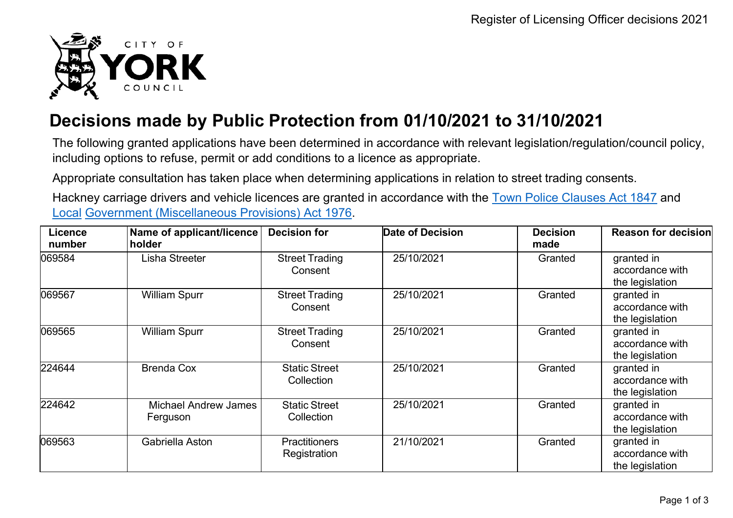CITY OF YORK COUNCIL

# Decisions made by Public Protection from 01/10/2021 to 31/10/2021

The following granted applications have been determined in accordance with relevant legislation/regulation/council policy, including options to refuse, permit or add conditions to a licence as appropriate.

Appropriate consultation has taken place when determining applications in relation to street trading consents.

Hackney carriage drivers and vehicle licences are granted in accordance with the Town Police Clauses Act 1847 and Local Government (Miscellaneous Provisions) Act 1976.

| Licence number | Name of applicant/licence holder | Decision for | Date of Decision | Decision made | Reason for decision |
|---|---|---|---|---|---|
| 069584 | Lisha Streeter | Street Trading Consent | 25/10/2021 | Granted | granted in accordance with the legislation |
| 069567 | William Spurr | Street Trading Consent | 25/10/2021 | Granted | granted in accordance with the legislation |
| 069565 | William Spurr | Street Trading Consent | 25/10/2021 | Granted | granted in accordance with the legislation |
| 224644 | Brenda Cox | Static Street Collection | 25/10/2021 | Granted | granted in accordance with the legislation |
| 224642 | Michael Andrew James Ferguson | Static Street Collection | 25/10/2021 | Granted | granted in accordance with the legislation |
| 069563 | Gabriella Aston | Practitioners Registration | 21/10/2021 | Granted | granted in accordance with the legislation |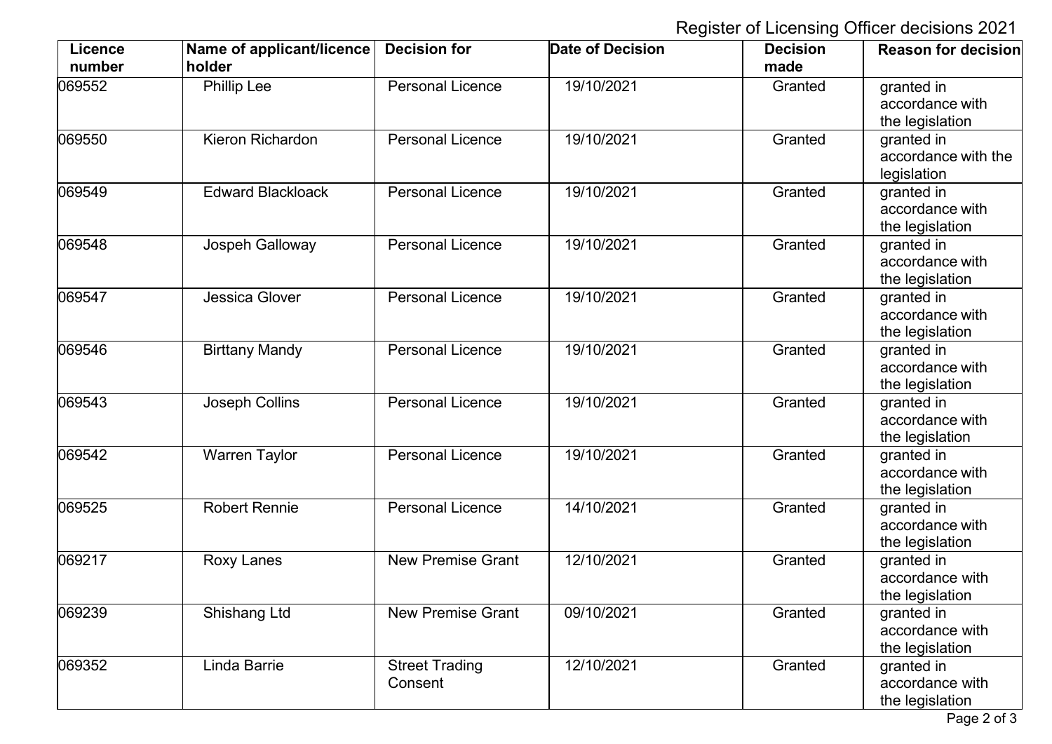Register of Licensing Officer decisions 2021

| Licence number | Name of applicant/licence holder | Decision for | Date of Decision | Decision made | Reason for decision |
|---|---|---|---|---|---|
| 069552 | Phillip Lee | Personal Licence | 19/10/2021 | Granted | granted in accordance with the legislation |
| 069550 | Kieron Richardon | Personal Licence | 19/10/2021 | Granted | granted in accordance with the legislation |
| 069549 | Edward Blackloack | Personal Licence | 19/10/2021 | Granted | granted in accordance with the legislation |
| 069548 | Jospeh Galloway | Personal Licence | 19/10/2021 | Granted | granted in accordance with the legislation |
| 069547 | Jessica Glover | Personal Licence | 19/10/2021 | Granted | granted in accordance with the legislation |
| 069546 | Birttany Mandy | Personal Licence | 19/10/2021 | Granted | granted in accordance with the legislation |
| 069543 | Joseph Collins | Personal Licence | 19/10/2021 | Granted | granted in accordance with the legislation |
| 069542 | Warren Taylor | Personal Licence | 19/10/2021 | Granted | granted in accordance with the legislation |
| 069525 | Robert Rennie | Personal Licence | 14/10/2021 | Granted | granted in accordance with the legislation |
| 069217 | Roxy Lanes | New Premise Grant | 12/10/2021 | Granted | granted in accordance with the legislation |
| 069239 | Shishang Ltd | New Premise Grant | 09/10/2021 | Granted | granted in accordance with the legislation |
| 069352 | Linda Barrie | Street Trading Consent | 12/10/2021 | Granted | granted in accordance with the legislation |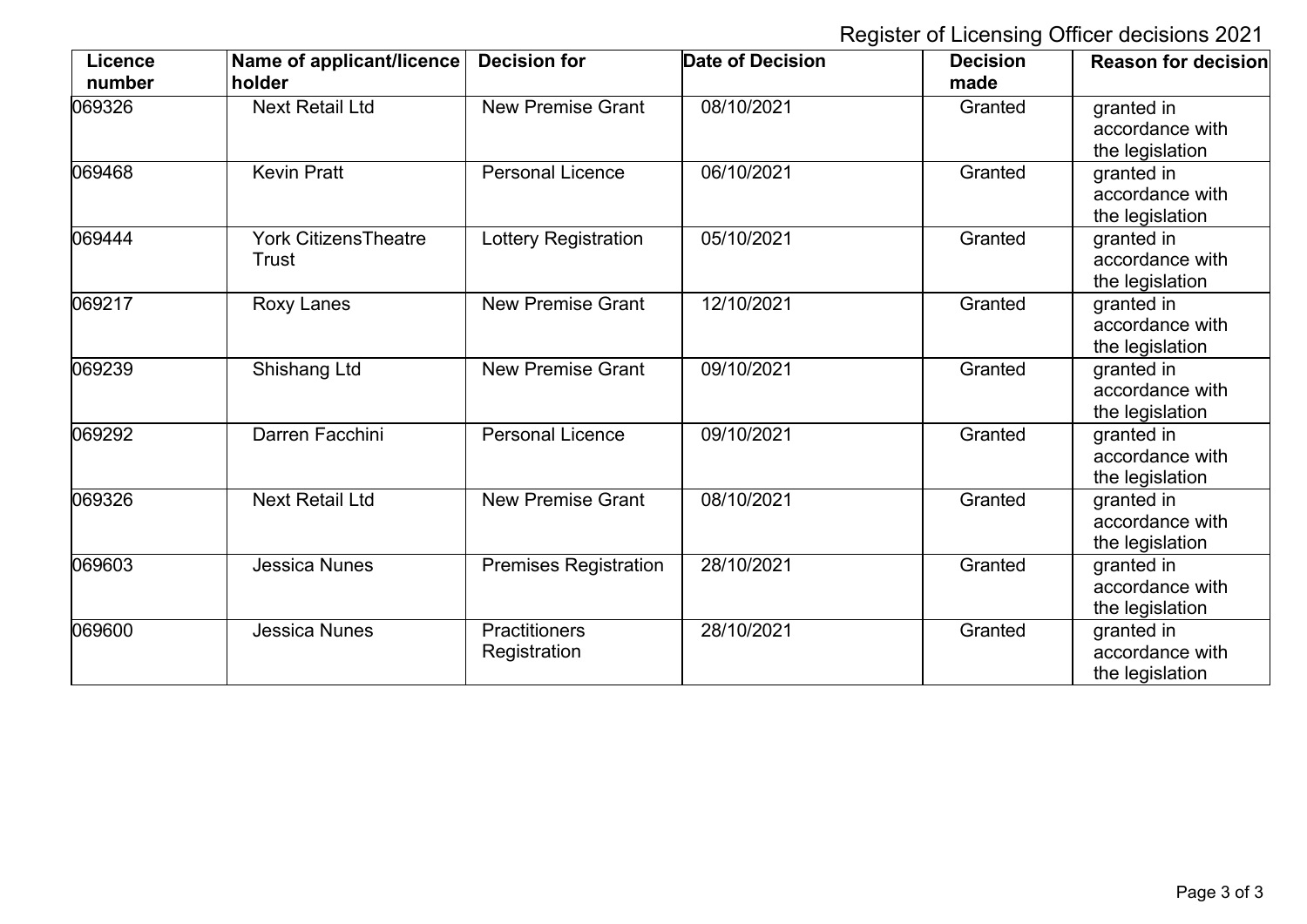Register of Licensing Officer decisions 2021

| Licence number | Name of applicant/licence holder | Decision for | Date of Decision | Decision made | Reason for decision |
|---|---|---|---|---|---|
| 069326 | Next Retail Ltd | New Premise Grant | 08/10/2021 | Granted | granted in accordance with the legislation |
| 069468 | Kevin Pratt | Personal Licence | 06/10/2021 | Granted | granted in accordance with the legislation |
| 069444 | York CitizensTheatre Trust | Lottery Registration | 05/10/2021 | Granted | granted in accordance with the legislation |
| 069217 | Roxy Lanes | New Premise Grant | 12/10/2021 | Granted | granted in accordance with the legislation |
| 069239 | Shishang Ltd | New Premise Grant | 09/10/2021 | Granted | granted in accordance with the legislation |
| 069292 | Darren Facchini | Personal Licence | 09/10/2021 | Granted | granted in accordance with the legislation |
| 069326 | Next Retail Ltd | New Premise Grant | 08/10/2021 | Granted | granted in accordance with the legislation |
| 069603 | Jessica Nunes | Premises Registration | 28/10/2021 | Granted | granted in accordance with the legislation |
| 069600 | Jessica Nunes | Practitioners Registration | 28/10/2021 | Granted | granted in accordance with the legislation |